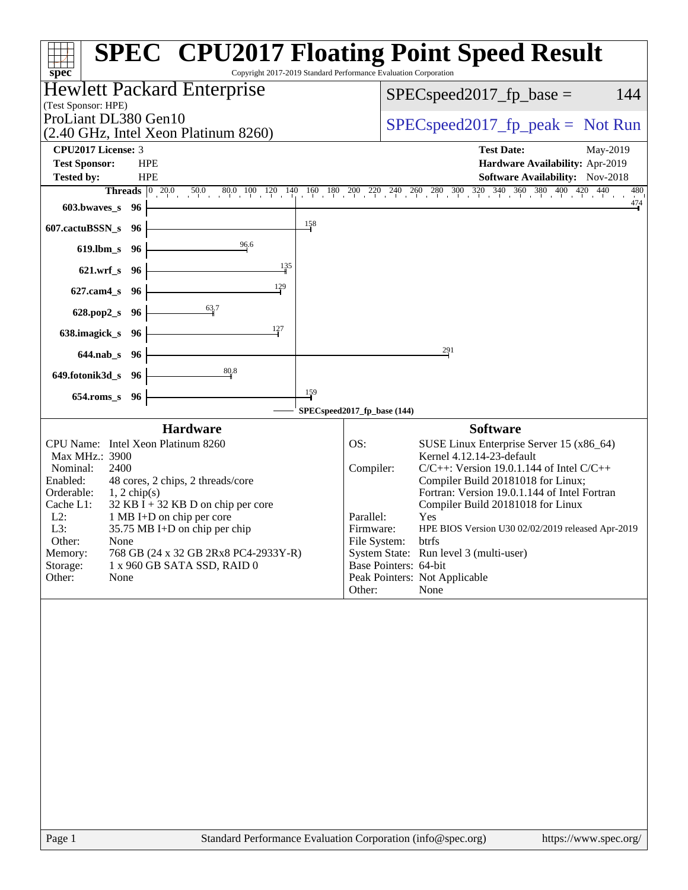# SPEC CPU2017 Floating Point Speed Result

Copyright 2017-2019 Standard Performance Evaluation Corporation

## Hewlett Packard Enterprise

(Test Sponsor: HPE)

ProLiant DL380 Gen10
(2.40 GHz, Intel Xeon Platinum 8260)

SPECspeed2017_fp_base = 144

SPECspeed2017_fp_peak = Not Run

**CPU2017 License:** 3
**Test Sponsor:** HPE
**Tested by:** HPE

**Test Date:** May-2019
**Hardware Availability:** Apr-2019
**Software Availability:** Nov-2018

| Benchmark | Threads | Base Result |
|---|---|---|
| 603.bwaves_s | 96 | 474 |
| 607.cactuBSSN_s | 96 | 158 |
| 619.lbm_s | 96 | 96.6 |
| 621.wrf_s | 96 | 135 |
| 627.cam4_s | 96 | 129 |
| 628.pop2_s | 96 | 63.7 |
| 638.imagick_s | 96 | 127 |
| 644.nab_s | 96 | 291 |
| 649.fotonik3d_s | 96 | 80.8 |
| 654.roms_s | 96 | 159 |

SPECspeed2017_fp_base (144)

### Hardware

| | |
|---|---|
| CPU Name: | Intel Xeon Platinum 8260 |
| Max MHz.: | 3900 |
| Nominal: | 2400 |
| Enabled: | 48 cores, 2 chips, 2 threads/core |
| Orderable: | 1, 2 chip(s) |
| Cache L1: | 32 KB I + 32 KB D on chip per core |
| L2: | 1 MB I+D on chip per core |
| L3: | 35.75 MB I+D on chip per chip |
| Other: | None |
| Memory: | 768 GB (24 x 32 GB 2Rx8 PC4-2933Y-R) |
| Storage: | 1 x 960 GB SATA SSD, RAID 0 |
| Other: | None |

### Software

| | |
|---|---|
| OS: | SUSE Linux Enterprise Server 15 (x86_64) Kernel 4.12.14-23-default |
| Compiler: | C/C++: Version 19.0.1.144 of Intel C/C++ Compiler Build 20181018 for Linux; Fortran: Version 19.0.1.144 of Intel Fortran Compiler Build 20181018 for Linux |
| Parallel: | Yes |
| Firmware: | HPE BIOS Version U30 02/02/2019 released Apr-2019 |
| File System: | btrfs |
| System State: | Run level 3 (multi-user) |
| Base Pointers: | 64-bit |
| Peak Pointers: | Not Applicable |
| Other: | None |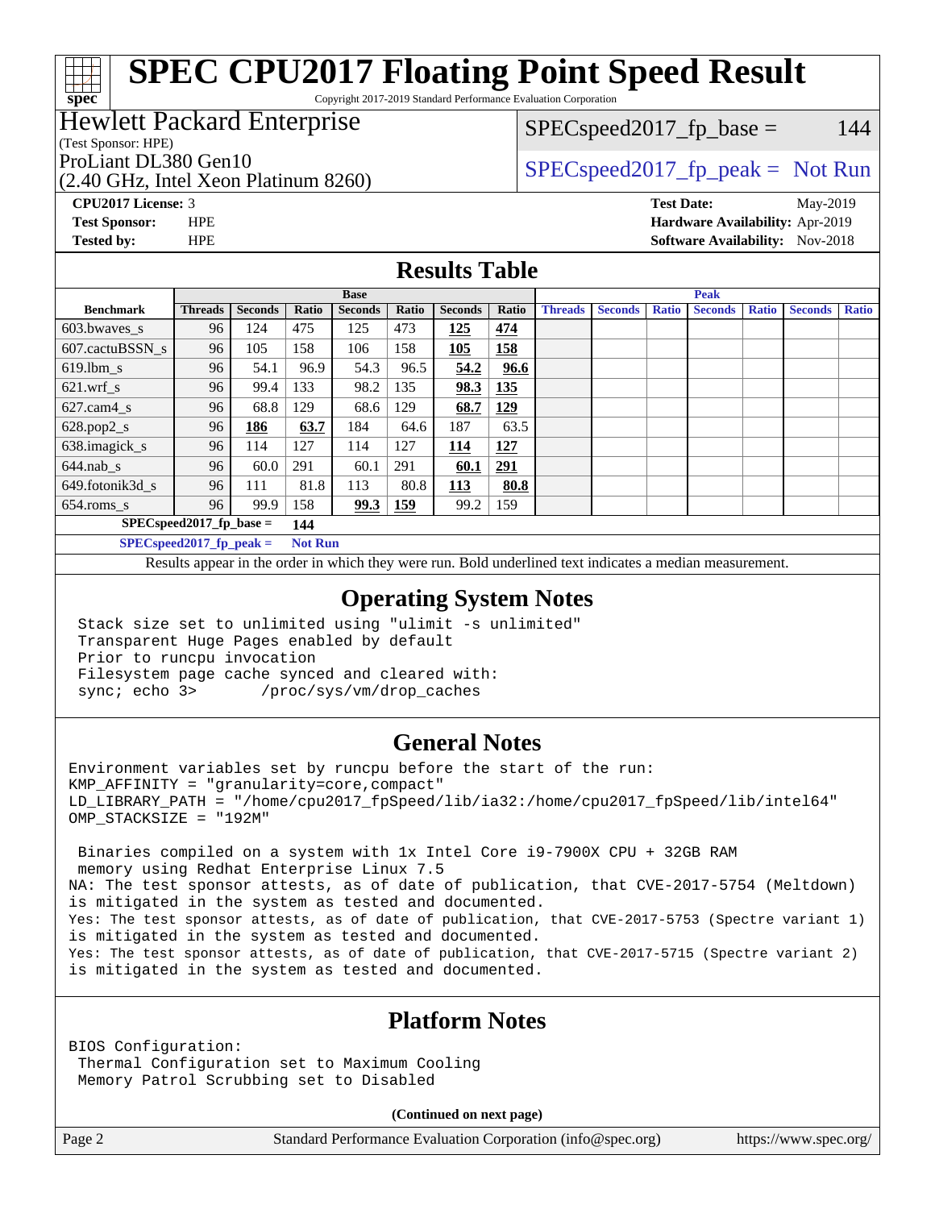# SPEC CPU2017 Floating Point Speed Result

Copyright 2017-2019 Standard Performance Evaluation Corporation

**Hewlett Packard Enterprise**
(Test Sponsor: HPE)
ProLiant DL380 Gen10
(2.40 GHz, Intel Xeon Platinum 8260)

SPECspeed2017_fp_base = 144

SPECspeed2017_fp_peak = Not Run

**CPU2017 License:** 3
**Test Sponsor:** HPE
**Tested by:** HPE

**Test Date:** May-2019
**Hardware Availability:** Apr-2019
**Software Availability:** Nov-2018

## Results Table

| Benchmark | Base | | | | | | | Peak | | | | | | |
|---|---|---|---|---|---|---|---|---|---|---|---|---|---|---|
| | Threads | Seconds | Ratio | Seconds | Ratio | Seconds | Ratio | Threads | Seconds | Ratio | Seconds | Ratio | Seconds | Ratio |
| 603.bwaves_s | 96 | 124 | 475 | 125 | 473 | **125** | **474** | | | | | | | |
| 607.cactuBSSN_s | 96 | 105 | 158 | 106 | 158 | **105** | **158** | | | | | | | |
| 619.lbm_s | 96 | 54.1 | 96.9 | 54.3 | 96.5 | **54.2** | **96.6** | | | | | | | |
| 621.wrf_s | 96 | 99.4 | 133 | 98.2 | 135 | **98.3** | **135** | | | | | | | |
| 627.cam4_s | 96 | 68.8 | 129 | 68.6 | 129 | **68.7** | **129** | | | | | | | |
| 628.pop2_s | 96 | **186** | **63.7** | 184 | 64.6 | 187 | 63.5 | | | | | | | |
| 638.imagick_s | 96 | 114 | 127 | 114 | 127 | **114** | **127** | | | | | | | |
| 644.nab_s | 96 | 60.0 | 291 | 60.1 | 291 | **60.1** | **291** | | | | | | | |
| 649.fotonik3d_s | 96 | 111 | 81.8 | 113 | 80.8 | **113** | **80.8** | | | | | | | |
| 654.roms_s | 96 | 99.9 | 158 | **99.3** | **159** | 99.2 | 159 | | | | | | | |

**SPECspeed2017_fp_base = 144**

**SPECspeed2017_fp_peak = Not Run**

Results appear in the order in which they were run. Bold underlined text indicates a median measurement.

## Operating System Notes

```
Stack size set to unlimited using "ulimit -s unlimited"
Transparent Huge Pages enabled by default
Prior to runcpu invocation
Filesystem page cache synced and cleared with:
sync; echo 3>       /proc/sys/vm/drop_caches
```

## General Notes

```
Environment variables set by runcpu before the start of the run:
KMP_AFFINITY = "granularity=core,compact"
LD_LIBRARY_PATH = "/home/cpu2017_fpSpeed/lib/ia32:/home/cpu2017_fpSpeed/lib/intel64"
OMP_STACKSIZE = "192M"

 Binaries compiled on a system with 1x Intel Core i9-7900X CPU + 32GB RAM
 memory using Redhat Enterprise Linux 7.5
NA: The test sponsor attests, as of date of publication, that CVE-2017-5754 (Meltdown)
is mitigated in the system as tested and documented.
Yes: The test sponsor attests, as of date of publication, that CVE-2017-5753 (Spectre variant 1)
is mitigated in the system as tested and documented.
Yes: The test sponsor attests, as of date of publication, that CVE-2017-5715 (Spectre variant 2)
is mitigated in the system as tested and documented.
```

## Platform Notes

```
BIOS Configuration:
 Thermal Configuration set to Maximum Cooling
 Memory Patrol Scrubbing set to Disabled
```

**(Continued on next page)**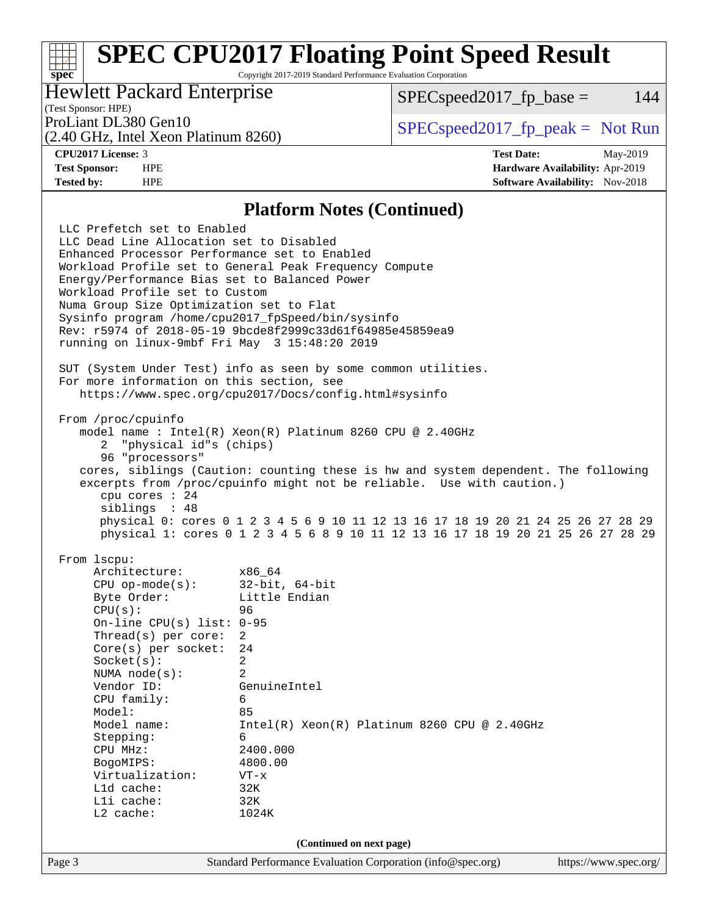## Platform Notes (Continued)

```
LLC Prefetch set to Enabled
LLC Dead Line Allocation set to Disabled
Enhanced Processor Performance set to Enabled
Workload Profile set to General Peak Frequency Compute
Energy/Performance Bias set to Balanced Power
Workload Profile set to Custom
Numa Group Size Optimization set to Flat
Sysinfo program /home/cpu2017_fpSpeed/bin/sysinfo
Rev: r5974 of 2018-05-19 9bcde8f2999c33d61f64985e45859ea9
running on linux-9mbf Fri May  3 15:48:20 2019

SUT (System Under Test) info as seen by some common utilities.
For more information on this section, see
   https://www.spec.org/cpu2017/Docs/config.html#sysinfo

From /proc/cpuinfo
   model name : Intel(R) Xeon(R) Platinum 8260 CPU @ 2.40GHz
      2  "physical id"s (chips)
      96 "processors"
   cores, siblings (Caution: counting these is hw and system dependent. The following
   excerpts from /proc/cpuinfo might not be reliable.  Use with caution.)
      cpu cores : 24
      siblings  : 48
      physical 0: cores 0 1 2 3 4 5 6 9 10 11 12 13 16 17 18 19 20 21 24 25 26 27 28 29
      physical 1: cores 0 1 2 3 4 5 6 8 9 10 11 12 13 16 17 18 19 20 21 25 26 27 28 29

From lscpu:
     Architecture:        x86_64
     CPU op-mode(s):      32-bit, 64-bit
     Byte Order:          Little Endian
     CPU(s):              96
     On-line CPU(s) list: 0-95
     Thread(s) per core:  2
     Core(s) per socket:  24
     Socket(s):           2
     NUMA node(s):        2
     Vendor ID:           GenuineIntel
     CPU family:          6
     Model:               85
     Model name:          Intel(R) Xeon(R) Platinum 8260 CPU @ 2.40GHz
     Stepping:            6
     CPU MHz:             2400.000
     BogoMIPS:            4800.00
     Virtualization:      VT-x
     L1d cache:           32K
     L1i cache:           32K
     L2 cache:            1024K
```

**(Continued on next page)**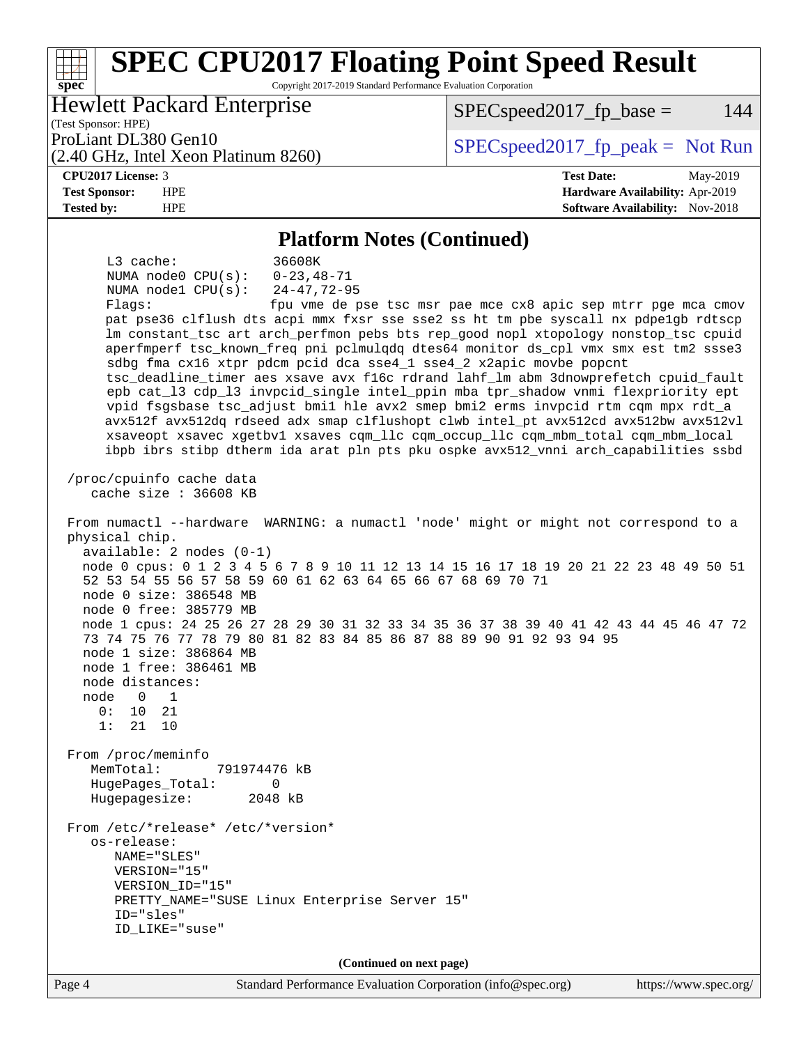## Platform Notes (Continued)

```
     L3 cache:              36608K
     NUMA node0 CPU(s):     0-23,48-71
     NUMA node1 CPU(s):     24-47,72-95
     Flags:                 fpu vme de pse tsc msr pae mce cx8 apic sep mtrr pge mca cmov
     pat pse36 clflush dts acpi mmx fxsr sse sse2 ss ht tm pbe syscall nx pdpe1gb rdtscp
     lm constant_tsc art arch_perfmon pebs bts rep_good nopl xtopology nonstop_tsc cpuid
     aperfmperf tsc_known_freq pni pclmulqdq dtes64 monitor ds_cpl vmx smx est tm2 ssse3
     sdbg fma cx16 xtpr pdcm pcid dca sse4_1 sse4_2 x2apic movbe popcnt
     tsc_deadline_timer aes xsave avx f16c rdrand lahf_lm abm 3dnowprefetch cpuid_fault
     epb cat_l3 cdp_l3 invpcid_single intel_ppin mba tpr_shadow vnmi flexpriority ept
     vpid fsgsbase tsc_adjust bmi1 hle avx2 smep bmi2 erms invpcid rtm cqm mpx rdt_a
     avx512f avx512dq rdseed adx smap clflushopt clwb intel_pt avx512cd avx512bw avx512vl
     xsaveopt xsavec xgetbv1 xsaves cqm_llc cqm_occup_llc cqm_mbm_total cqm_mbm_local
     ibpb ibrs stibp dtherm ida arat pln pts pku ospke avx512_vnni arch_capabilities ssbd

 /proc/cpuinfo cache data
    cache size : 36608 KB

 From numactl --hardware  WARNING: a numactl 'node' might or might not correspond to a
 physical chip.
   available: 2 nodes (0-1)
   node 0 cpus: 0 1 2 3 4 5 6 7 8 9 10 11 12 13 14 15 16 17 18 19 20 21 22 23 48 49 50 51
   52 53 54 55 56 57 58 59 60 61 62 63 64 65 66 67 68 69 70 71
   node 0 size: 386548 MB
   node 0 free: 385779 MB
   node 1 cpus: 24 25 26 27 28 29 30 31 32 33 34 35 36 37 38 39 40 41 42 43 44 45 46 47 72
   73 74 75 76 77 78 79 80 81 82 83 84 85 86 87 88 89 90 91 92 93 94 95
   node 1 size: 386864 MB
   node 1 free: 386461 MB
   node distances:
   node   0   1
     0:  10  21
     1:  21  10

 From /proc/meminfo
    MemTotal:       791974476 kB
    HugePages_Total:       0
    Hugepagesize:       2048 kB

 From /etc/*release* /etc/*version*
    os-release:
       NAME="SLES"
       VERSION="15"
       VERSION_ID="15"
       PRETTY_NAME="SUSE Linux Enterprise Server 15"
       ID="sles"
       ID_LIKE="suse"
```

**(Continued on next page)**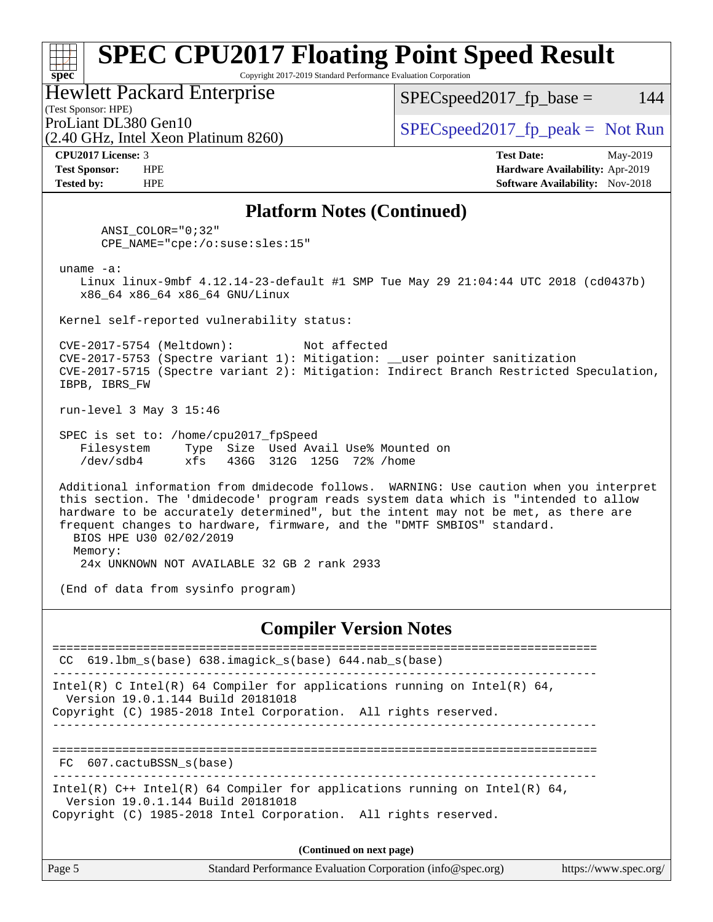## Platform Notes (Continued)

```
      ANSI_COLOR="0;32"
      CPE_NAME="cpe:/o:suse:sles:15"

 uname -a:
    Linux linux-9mbf 4.12.14-23-default #1 SMP Tue May 29 21:04:44 UTC 2018 (cd0437b)
    x86_64 x86_64 x86_64 GNU/Linux

 Kernel self-reported vulnerability status:

 CVE-2017-5754 (Meltdown):          Not affected
 CVE-2017-5753 (Spectre variant 1): Mitigation: __user pointer sanitization
 CVE-2017-5715 (Spectre variant 2): Mitigation: Indirect Branch Restricted Speculation,
 IBPB, IBRS_FW

 run-level 3 May 3 15:46

 SPEC is set to: /home/cpu2017_fpSpeed
    Filesystem     Type  Size  Used Avail Use% Mounted on
    /dev/sdb4      xfs   436G  312G  125G  72% /home

 Additional information from dmidecode follows.  WARNING: Use caution when you interpret
 this section. The 'dmidecode' program reads system data which is "intended to allow
 hardware to be accurately determined", but the intent may not be met, as there are
 frequent changes to hardware, firmware, and the "DMTF SMBIOS" standard.
   BIOS HPE U30 02/02/2019
   Memory:
    24x UNKNOWN NOT AVAILABLE 32 GB 2 rank 2933

 (End of data from sysinfo program)
```

## Compiler Version Notes

```
==============================================================================
 CC  619.lbm_s(base) 638.imagick_s(base) 644.nab_s(base)
------------------------------------------------------------------------------
Intel(R) C Intel(R) 64 Compiler for applications running on Intel(R) 64,
  Version 19.0.1.144 Build 20181018
Copyright (C) 1985-2018 Intel Corporation.  All rights reserved.
------------------------------------------------------------------------------

==============================================================================
 FC  607.cactuBSSN_s(base)
------------------------------------------------------------------------------
Intel(R) C++ Intel(R) 64 Compiler for applications running on Intel(R) 64,
  Version 19.0.1.144 Build 20181018
Copyright (C) 1985-2018 Intel Corporation.  All rights reserved.
```

(Continued on next page)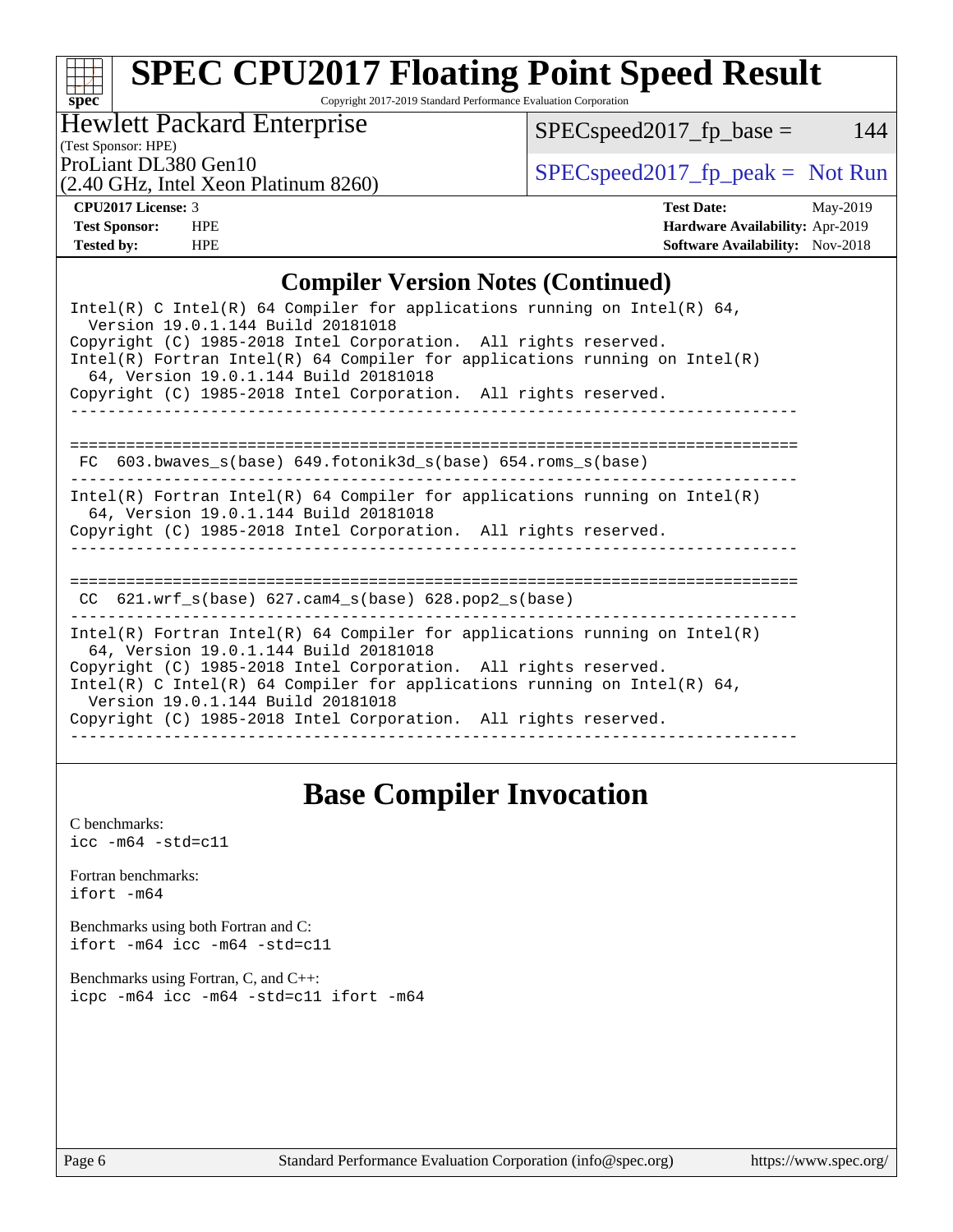## Compiler Version Notes (Continued)

```
Intel(R) C Intel(R) 64 Compiler for applications running on Intel(R) 64,
  Version 19.0.1.144 Build 20181018
Copyright (C) 1985-2018 Intel Corporation.  All rights reserved.
Intel(R) Fortran Intel(R) 64 Compiler for applications running on Intel(R)
  64, Version 19.0.1.144 Build 20181018
Copyright (C) 1985-2018 Intel Corporation.  All rights reserved.
------------------------------------------------------------------------------

==============================================================================
 FC  603.bwaves_s(base) 649.fotonik3d_s(base) 654.roms_s(base)
------------------------------------------------------------------------------
Intel(R) Fortran Intel(R) 64 Compiler for applications running on Intel(R)
  64, Version 19.0.1.144 Build 20181018
Copyright (C) 1985-2018 Intel Corporation.  All rights reserved.
------------------------------------------------------------------------------

==============================================================================
 CC  621.wrf_s(base) 627.cam4_s(base) 628.pop2_s(base)
------------------------------------------------------------------------------
Intel(R) Fortran Intel(R) 64 Compiler for applications running on Intel(R)
  64, Version 19.0.1.144 Build 20181018
Copyright (C) 1985-2018 Intel Corporation.  All rights reserved.
Intel(R) C Intel(R) 64 Compiler for applications running on Intel(R) 64,
  Version 19.0.1.144 Build 20181018
Copyright (C) 1985-2018 Intel Corporation.  All rights reserved.
------------------------------------------------------------------------------
```

# Base Compiler Invocation

C benchmarks:
`icc -m64 -std=c11`

Fortran benchmarks:
`ifort -m64`

Benchmarks using both Fortran and C:
`ifort -m64 icc -m64 -std=c11`

Benchmarks using Fortran, C, and C++:
`icpc -m64 icc -m64 -std=c11 ifort -m64`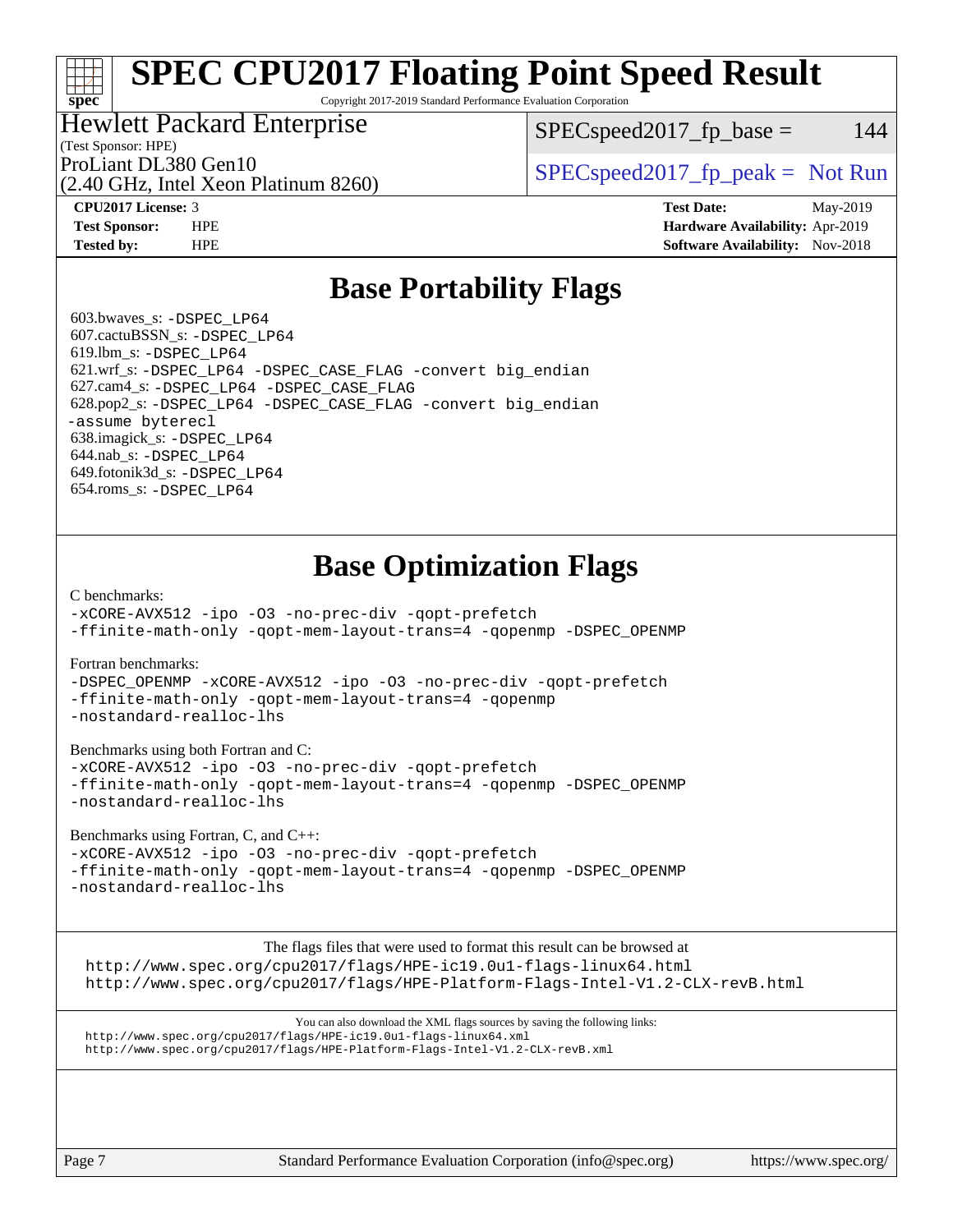# SPEC CPU2017 Floating Point Speed Result

Copyright 2017-2019 Standard Performance Evaluation Corporation

Hewlett Packard Enterprise
(Test Sponsor: HPE)
ProLiant DL380 Gen10
(2.40 GHz, Intel Xeon Platinum 8260)

SPECspeed2017_fp_base = 144

SPECspeed2017_fp_peak = Not Run

| | | | |
|---|---|---|---|
| **CPU2017 License:** | 3 | **Test Date:** | May-2019 |
| **Test Sponsor:** | HPE | **Hardware Availability:** | Apr-2019 |
| **Tested by:** | HPE | **Software Availability:** | Nov-2018 |

## Base Portability Flags

603.bwaves_s: `-DSPEC_LP64`
607.cactuBSSN_s: `-DSPEC_LP64`
619.lbm_s: `-DSPEC_LP64`
621.wrf_s: `-DSPEC_LP64 -DSPEC_CASE_FLAG -convert big_endian`
627.cam4_s: `-DSPEC_LP64 -DSPEC_CASE_FLAG`
628.pop2_s: `-DSPEC_LP64 -DSPEC_CASE_FLAG -convert big_endian -assume byterecl`
638.imagick_s: `-DSPEC_LP64`
644.nab_s: `-DSPEC_LP64`
649.fotonik3d_s: `-DSPEC_LP64`
654.roms_s: `-DSPEC_LP64`

## Base Optimization Flags

C benchmarks:
```
-xCORE-AVX512 -ipo -O3 -no-prec-div -qopt-prefetch
-ffinite-math-only -qopt-mem-layout-trans=4 -qopenmp -DSPEC_OPENMP
```

Fortran benchmarks:
```
-DSPEC_OPENMP -xCORE-AVX512 -ipo -O3 -no-prec-div -qopt-prefetch
-ffinite-math-only -qopt-mem-layout-trans=4 -qopenmp
-nostandard-realloc-lhs
```

Benchmarks using both Fortran and C:
```
-xCORE-AVX512 -ipo -O3 -no-prec-div -qopt-prefetch
-ffinite-math-only -qopt-mem-layout-trans=4 -qopenmp -DSPEC_OPENMP
-nostandard-realloc-lhs
```

Benchmarks using Fortran, C, and C++:
```
-xCORE-AVX512 -ipo -O3 -no-prec-div -qopt-prefetch
-ffinite-math-only -qopt-mem-layout-trans=4 -qopenmp -DSPEC_OPENMP
-nostandard-realloc-lhs
```

The flags files that were used to format this result can be browsed at
http://www.spec.org/cpu2017/flags/HPE-ic19.0u1-flags-linux64.html
http://www.spec.org/cpu2017/flags/HPE-Platform-Flags-Intel-V1.2-CLX-revB.html

You can also download the XML flags sources by saving the following links:
http://www.spec.org/cpu2017/flags/HPE-ic19.0u1-flags-linux64.xml
http://www.spec.org/cpu2017/flags/HPE-Platform-Flags-Intel-V1.2-CLX-revB.xml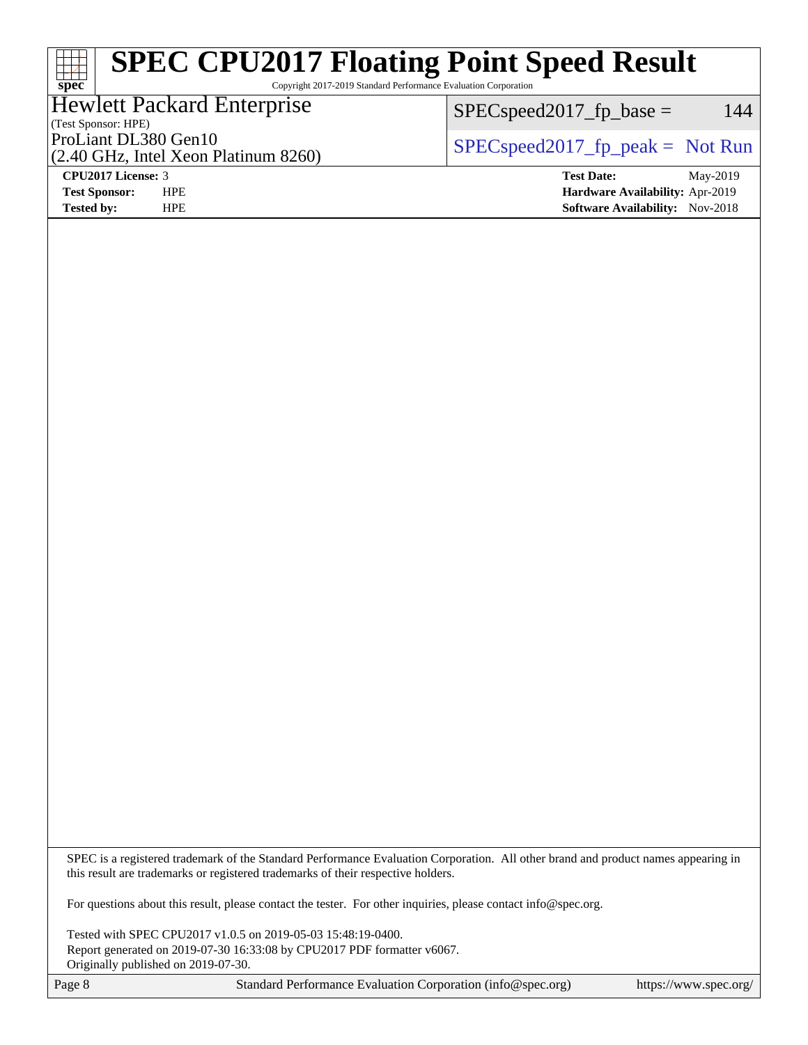SPEC is a registered trademark of the Standard Performance Evaluation Corporation. All other brand and product names appearing in this result are trademarks or registered trademarks of their respective holders.

For questions about this result, please contact the tester. For other inquiries, please contact info@spec.org.

Tested with SPEC CPU2017 v1.0.5 on 2019-05-03 15:48:19-0400.
Report generated on 2019-07-30 16:33:08 by CPU2017 PDF formatter v6067.
Originally published on 2019-07-30.